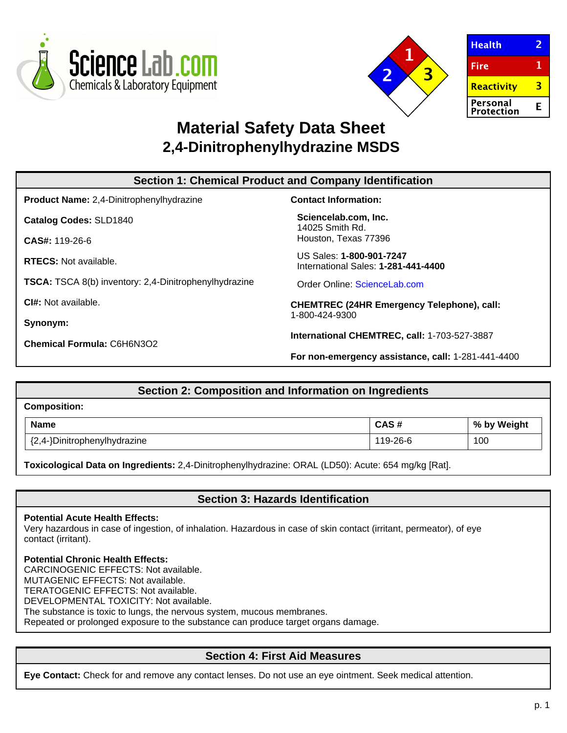| Health | 2 |
|---|---|
| Fire | 1 |
| Reactivity | 3 |
| Personal Protection | E |

# Material Safety Data Sheet
## 2,4-Dinitrophenylhydrazine MSDS

## Section 1: Chemical Product and Company Identification

**Product Name:** 2,4-Dinitrophenylhydrazine

**Catalog Codes:** SLD1840

**CAS#:** 119-26-6

**RTECS:** Not available.

**TSCA:** TSCA 8(b) inventory: 2,4-Dinitrophenylhydrazine

**CI#:** Not available.

**Synonym:**

**Chemical Formula:** C6H6N3O2

**Contact Information:**

**Sciencelab.com, Inc.**
14025 Smith Rd.
Houston, Texas 77396

US Sales: **1-800-901-7247**
International Sales: **1-281-441-4400**

Order Online: ScienceLab.com

**CHEMTREC (24HR Emergency Telephone), call:**
1-800-424-9300

**International CHEMTREC, call:** 1-703-527-3887

**For non-emergency assistance, call:** 1-281-441-4400

## Section 2: Composition and Information on Ingredients

**Composition:**

| Name | CAS # | % by Weight |
|---|---|---|
| {2,4-}Dinitrophenylhydrazine | 119-26-6 | 100 |

**Toxicological Data on Ingredients:** 2,4-Dinitrophenylhydrazine: ORAL (LD50): Acute: 654 mg/kg [Rat].

## Section 3: Hazards Identification

**Potential Acute Health Effects:**
Very hazardous in case of ingestion, of inhalation. Hazardous in case of skin contact (irritant, permeator), of eye contact (irritant).

**Potential Chronic Health Effects:**
CARCINOGENIC EFFECTS: Not available.
MUTAGENIC EFFECTS: Not available.
TERATOGENIC EFFECTS: Not available.
DEVELOPMENTAL TOXICITY: Not available.
The substance is toxic to lungs, the nervous system, mucous membranes.
Repeated or prolonged exposure to the substance can produce target organs damage.

## Section 4: First Aid Measures

**Eye Contact:** Check for and remove any contact lenses. Do not use an eye ointment. Seek medical attention.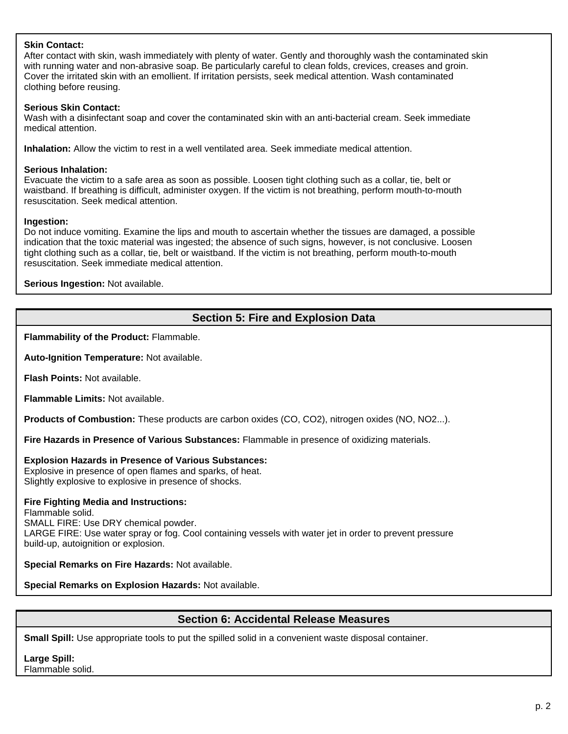**Skin Contact:**
After contact with skin, wash immediately with plenty of water. Gently and thoroughly wash the contaminated skin with running water and non-abrasive soap. Be particularly careful to clean folds, crevices, creases and groin. Cover the irritated skin with an emollient. If irritation persists, seek medical attention. Wash contaminated clothing before reusing.

**Serious Skin Contact:**
Wash with a disinfectant soap and cover the contaminated skin with an anti-bacterial cream. Seek immediate medical attention.

**Inhalation:** Allow the victim to rest in a well ventilated area. Seek immediate medical attention.

**Serious Inhalation:**
Evacuate the victim to a safe area as soon as possible. Loosen tight clothing such as a collar, tie, belt or waistband. If breathing is difficult, administer oxygen. If the victim is not breathing, perform mouth-to-mouth resuscitation. Seek medical attention.

**Ingestion:**
Do not induce vomiting. Examine the lips and mouth to ascertain whether the tissues are damaged, a possible indication that the toxic material was ingested; the absence of such signs, however, is not conclusive. Loosen tight clothing such as a collar, tie, belt or waistband. If the victim is not breathing, perform mouth-to-mouth resuscitation. Seek immediate medical attention.

**Serious Ingestion:** Not available.

## Section 5: Fire and Explosion Data

**Flammability of the Product:** Flammable.

**Auto-Ignition Temperature:** Not available.

**Flash Points:** Not available.

**Flammable Limits:** Not available.

**Products of Combustion:** These products are carbon oxides ($CO$, $CO_2$), nitrogen oxides ($NO$, $NO_2$...).

**Fire Hazards in Presence of Various Substances:** Flammable in presence of oxidizing materials.

**Explosion Hazards in Presence of Various Substances:**
Explosive in presence of open flames and sparks, of heat.
Slightly explosive to explosive in presence of shocks.

**Fire Fighting Media and Instructions:**
Flammable solid.
SMALL FIRE: Use DRY chemical powder.
LARGE FIRE: Use water spray or fog. Cool containing vessels with water jet in order to prevent pressure build-up, autoignition or explosion.

**Special Remarks on Fire Hazards:** Not available.

**Special Remarks on Explosion Hazards:** Not available.

## Section 6: Accidental Release Measures

**Small Spill:** Use appropriate tools to put the spilled solid in a convenient waste disposal container.

**Large Spill:**
Flammable solid.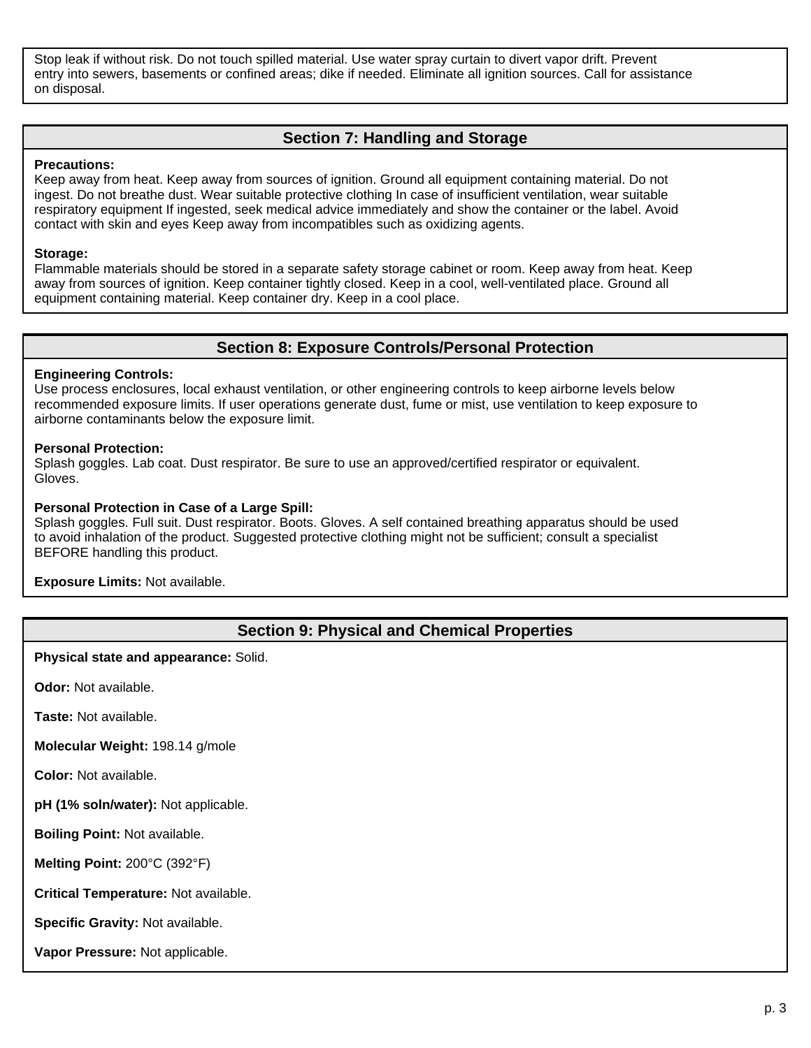Stop leak if without risk. Do not touch spilled material. Use water spray curtain to divert vapor drift. Prevent entry into sewers, basements or confined areas; dike if needed. Eliminate all ignition sources. Call for assistance on disposal.

## Section 7: Handling and Storage

**Precautions:**
Keep away from heat. Keep away from sources of ignition. Ground all equipment containing material. Do not ingest. Do not breathe dust. Wear suitable protective clothing In case of insufficient ventilation, wear suitable respiratory equipment If ingested, seek medical advice immediately and show the container or the label. Avoid contact with skin and eyes Keep away from incompatibles such as oxidizing agents.

**Storage:**
Flammable materials should be stored in a separate safety storage cabinet or room. Keep away from heat. Keep away from sources of ignition. Keep container tightly closed. Keep in a cool, well-ventilated place. Ground all equipment containing material. Keep container dry. Keep in a cool place.

## Section 8: Exposure Controls/Personal Protection

**Engineering Controls:**
Use process enclosures, local exhaust ventilation, or other engineering controls to keep airborne levels below recommended exposure limits. If user operations generate dust, fume or mist, use ventilation to keep exposure to airborne contaminants below the exposure limit.

**Personal Protection:**
Splash goggles. Lab coat. Dust respirator. Be sure to use an approved/certified respirator or equivalent. Gloves.

**Personal Protection in Case of a Large Spill:**
Splash goggles. Full suit. Dust respirator. Boots. Gloves. A self contained breathing apparatus should be used to avoid inhalation of the product. Suggested protective clothing might not be sufficient; consult a specialist BEFORE handling this product.

**Exposure Limits:** Not available.

## Section 9: Physical and Chemical Properties

**Physical state and appearance:** Solid.

**Odor:** Not available.

**Taste:** Not available.

**Molecular Weight:** 198.14 g/mole

**Color:** Not available.

**pH (1% soln/water):** Not applicable.

**Boiling Point:** Not available.

**Melting Point:** 200°C (392°F)

**Critical Temperature:** Not available.

**Specific Gravity:** Not available.

**Vapor Pressure:** Not applicable.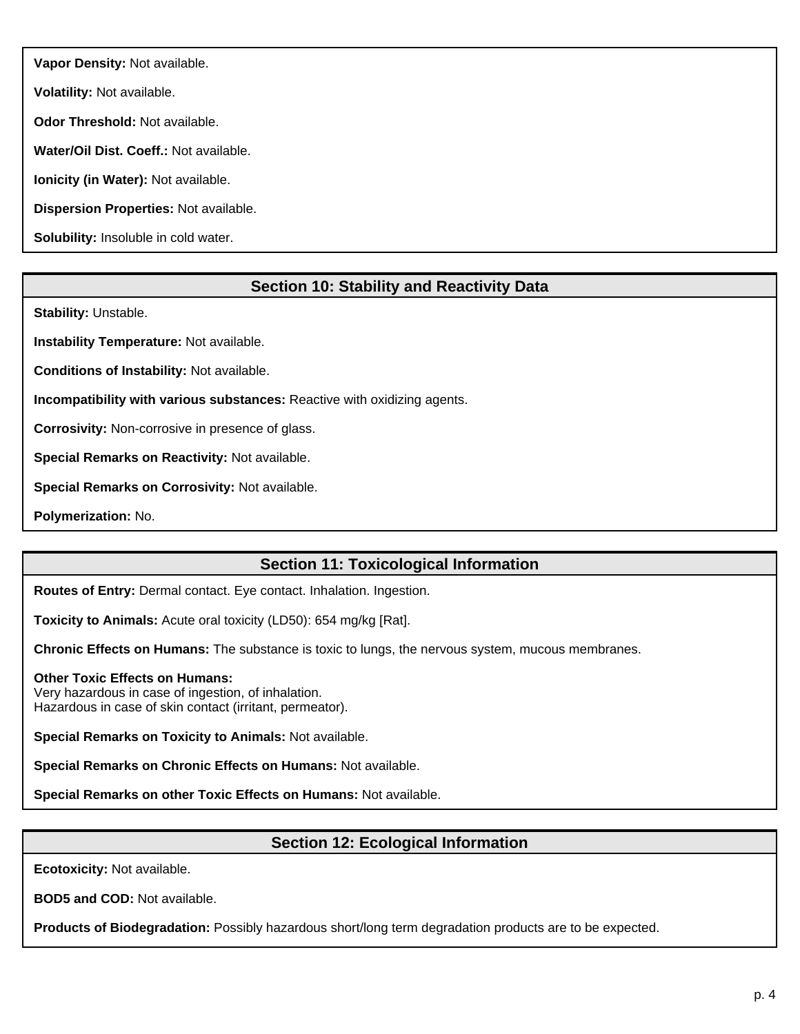**Vapor Density:** Not available.

**Volatility:** Not available.

**Odor Threshold:** Not available.

**Water/Oil Dist. Coeff.:** Not available.

**Ionicity (in Water):** Not available.

**Dispersion Properties:** Not available.

**Solubility:** Insoluble in cold water.

## Section 10: Stability and Reactivity Data

**Stability:** Unstable.

**Instability Temperature:** Not available.

**Conditions of Instability:** Not available.

**Incompatibility with various substances:** Reactive with oxidizing agents.

**Corrosivity:** Non-corrosive in presence of glass.

**Special Remarks on Reactivity:** Not available.

**Special Remarks on Corrosivity:** Not available.

**Polymerization:** No.

## Section 11: Toxicological Information

**Routes of Entry:** Dermal contact. Eye contact. Inhalation. Ingestion.

**Toxicity to Animals:** Acute oral toxicity (LD50): 654 mg/kg [Rat].

**Chronic Effects on Humans:** The substance is toxic to lungs, the nervous system, mucous membranes.

**Other Toxic Effects on Humans:**
Very hazardous in case of ingestion, of inhalation.
Hazardous in case of skin contact (irritant, permeator).

**Special Remarks on Toxicity to Animals:** Not available.

**Special Remarks on Chronic Effects on Humans:** Not available.

**Special Remarks on other Toxic Effects on Humans:** Not available.

## Section 12: Ecological Information

**Ecotoxicity:** Not available.

**BOD5 and COD:** Not available.

**Products of Biodegradation:** Possibly hazardous short/long term degradation products are to be expected.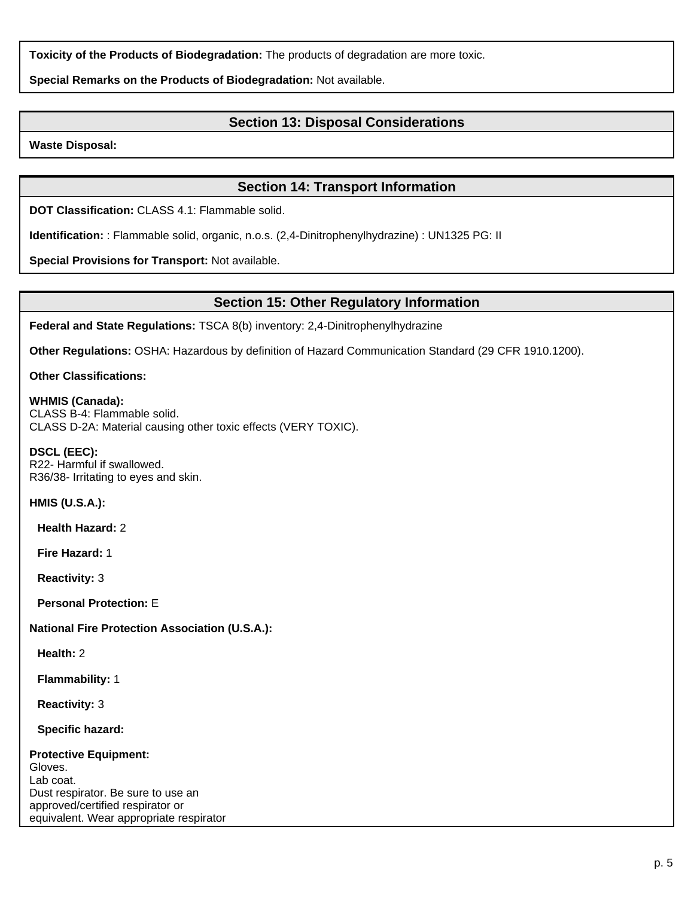**Toxicity of the Products of Biodegradation:** The products of degradation are more toxic.

**Special Remarks on the Products of Biodegradation:** Not available.

## Section 13: Disposal Considerations

**Waste Disposal:**

## Section 14: Transport Information

**DOT Classification:** CLASS 4.1: Flammable solid.

**Identification:** : Flammable solid, organic, n.o.s. (2,4-Dinitrophenylhydrazine) : UN1325 PG: II

**Special Provisions for Transport:** Not available.

## Section 15: Other Regulatory Information

**Federal and State Regulations:** TSCA 8(b) inventory: 2,4-Dinitrophenylhydrazine

**Other Regulations:** OSHA: Hazardous by definition of Hazard Communication Standard (29 CFR 1910.1200).

**Other Classifications:**

**WHMIS (Canada):**
CLASS B-4: Flammable solid.
CLASS D-2A: Material causing other toxic effects (VERY TOXIC).

**DSCL (EEC):**
R22- Harmful if swallowed.
R36/38- Irritating to eyes and skin.

**HMIS (U.S.A.):**

**Health Hazard:** 2

**Fire Hazard:** 1

**Reactivity:** 3

**Personal Protection:** E

**National Fire Protection Association (U.S.A.):**

**Health:** 2

**Flammability:** 1

**Reactivity:** 3

**Specific hazard:**

**Protective Equipment:**
Gloves.
Lab coat.
Dust respirator. Be sure to use an
approved/certified respirator or
equivalent. Wear appropriate respirator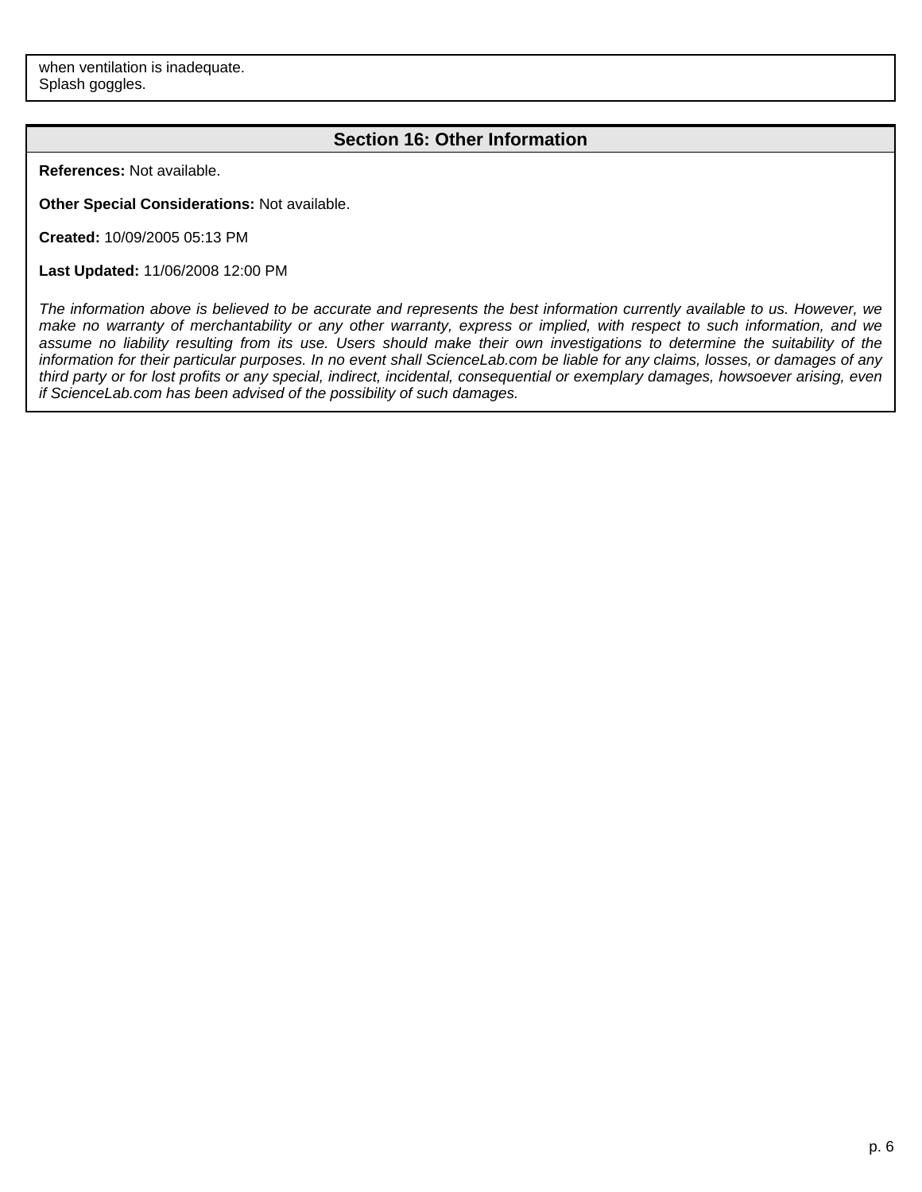when ventilation is inadequate.
Splash goggles.

## Section 16: Other Information

**References:** Not available.

**Other Special Considerations:** Not available.

**Created:** 10/09/2005 05:13 PM

**Last Updated:** 11/06/2008 12:00 PM

*The information above is believed to be accurate and represents the best information currently available to us. However, we make no warranty of merchantability or any other warranty, express or implied, with respect to such information, and we assume no liability resulting from its use. Users should make their own investigations to determine the suitability of the information for their particular purposes. In no event shall ScienceLab.com be liable for any claims, losses, or damages of any third party or for lost profits or any special, indirect, incidental, consequential or exemplary damages, howsoever arising, even if ScienceLab.com has been advised of the possibility of such damages.*